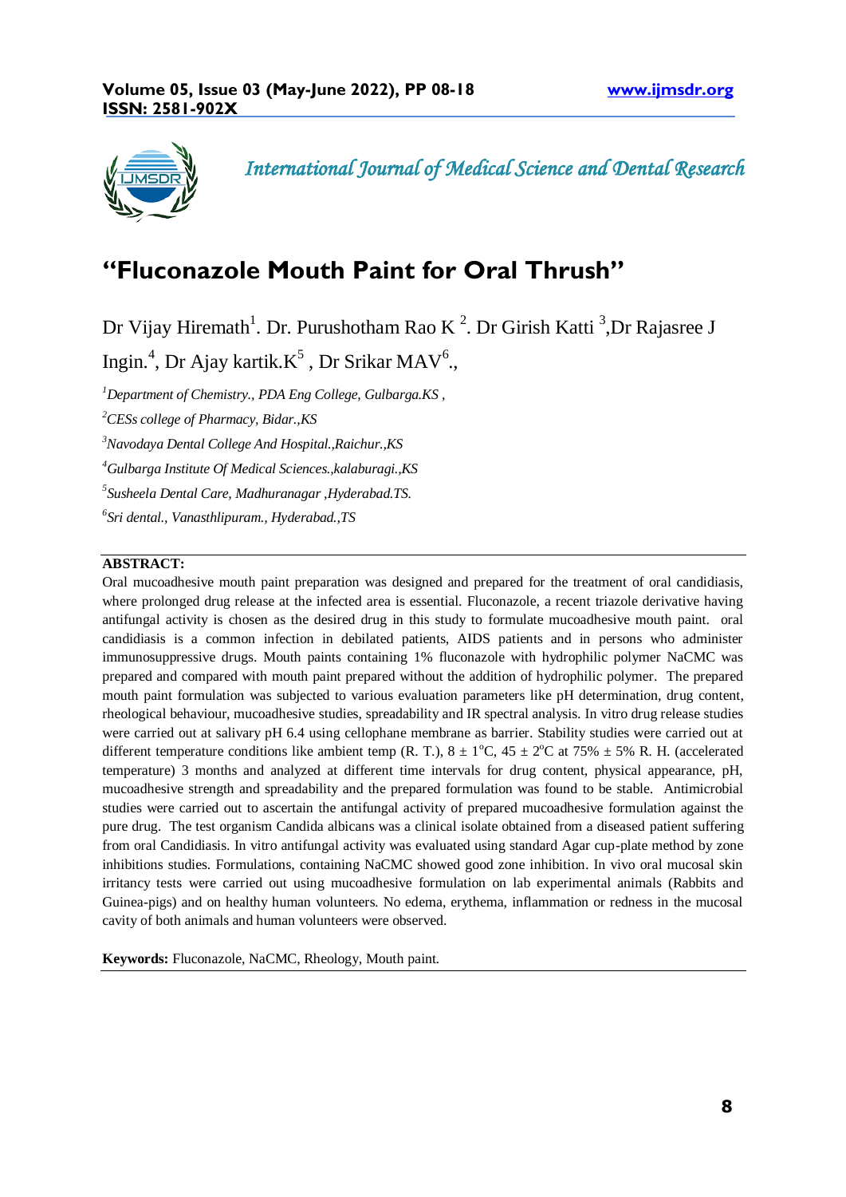# "Fluconazole Mouth Paint for Oral Thrush"

Dr Vijay Hiremath[1]. Dr. Purushotham Rao K [2]. Dr Girish Katti [3],Dr Rajasree J Ingin.[4], Dr Ajay kartik.K[5] , Dr Srikar MAV[6].,

*[1]Department of Chemistry., PDA Eng College, Gulbarga.KS ,*

*[2]CESs college of Pharmacy, Bidar.,KS*

*[3]Navodaya Dental College And Hospital.,Raichur.,KS*

*[4]Gulbarga Institute Of Medical Sciences.,kalaburagi.,KS*

*[5]Susheela Dental Care, Madhuranagar ,Hyderabad.TS.*

*[6]Sri dental., Vanasthlipuram., Hyderabad.,TS*

**ABSTRACT:**

Oral mucoadhesive mouth paint preparation was designed and prepared for the treatment of oral candidiasis, where prolonged drug release at the infected area is essential. Fluconazole, a recent triazole derivative having antifungal activity is chosen as the desired drug in this study to formulate mucoadhesive mouth paint. oral candidiasis is a common infection in debilated patients, AIDS patients and in persons who administer immunosuppressive drugs. Mouth paints containing 1% fluconazole with hydrophilic polymer NaCMC was prepared and compared with mouth paint prepared without the addition of hydrophilic polymer. The prepared mouth paint formulation was subjected to various evaluation parameters like pH determination, drug content, rheological behaviour, mucoadhesive studies, spreadability and IR spectral analysis. In vitro drug release studies were carried out at salivary pH 6.4 using cellophane membrane as barrier. Stability studies were carried out at different temperature conditions like ambient temp (R. T.), $8 \pm 1^{o}C$, $45 \pm 2^{o}C$ at 75% ± 5% R. H. (accelerated temperature) 3 months and analyzed at different time intervals for drug content, physical appearance, pH, mucoadhesive strength and spreadability and the prepared formulation was found to be stable. Antimicrobial studies were carried out to ascertain the antifungal activity of prepared mucoadhesive formulation against the pure drug. The test organism Candida albicans was a clinical isolate obtained from a diseased patient suffering from oral Candidiasis. In vitro antifungal activity was evaluated using standard Agar cup-plate method by zone inhibitions studies. Formulations, containing NaCMC showed good zone inhibition. In vivo oral mucosal skin irritancy tests were carried out using mucoadhesive formulation on lab experimental animals (Rabbits and Guinea-pigs) and on healthy human volunteers. No edema, erythema, inflammation or redness in the mucosal cavity of both animals and human volunteers were observed.

**Keywords:** Fluconazole, NaCMC, Rheology, Mouth paint.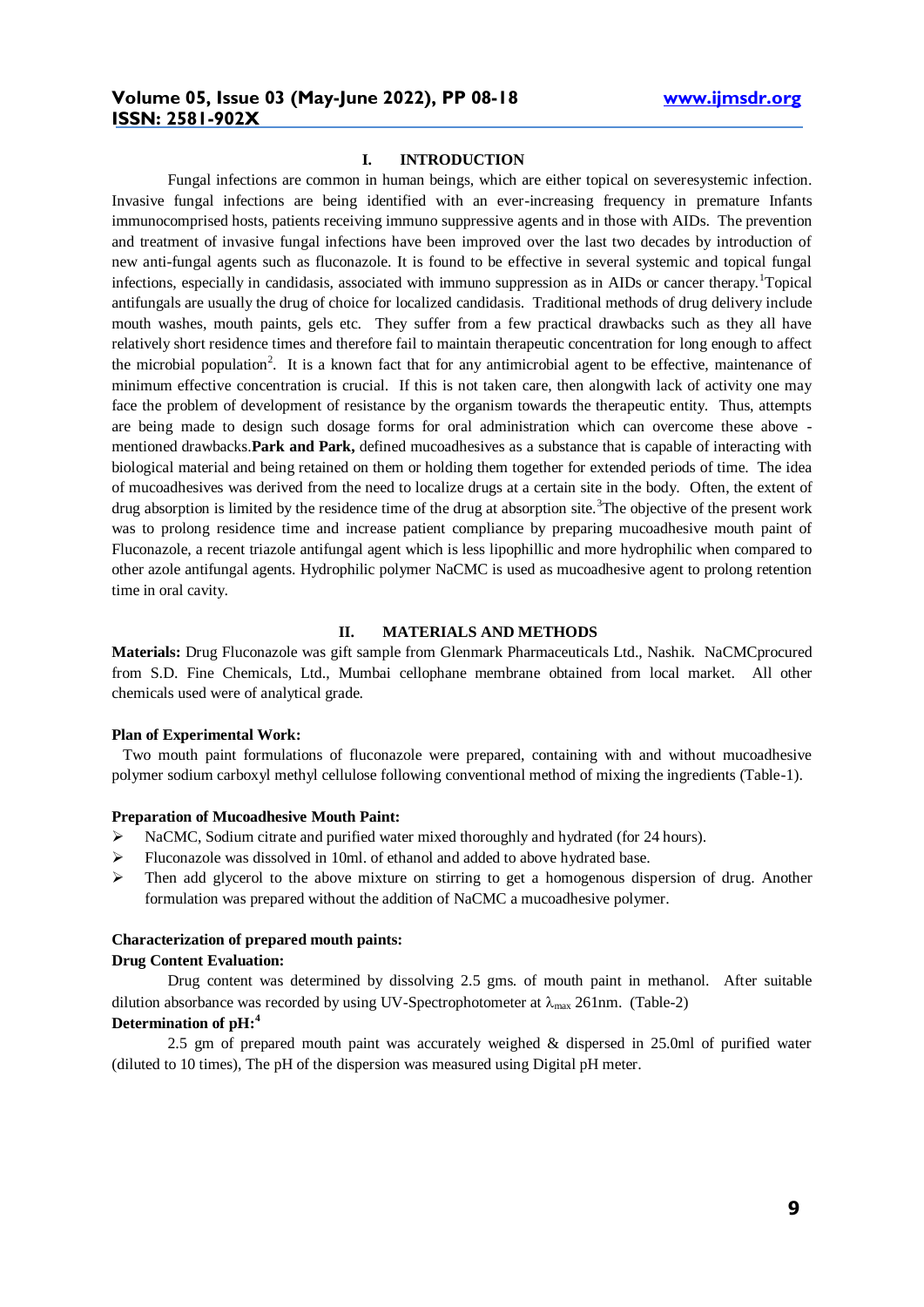## I. INTRODUCTION

Fungal infections are common in human beings, which are either topical on severesystemic infection. Invasive fungal infections are being identified with an ever-increasing frequency in premature Infants immunocomprised hosts, patients receiving immuno suppressive agents and in those with AIDs. The prevention and treatment of invasive fungal infections have been improved over the last two decades by introduction of new anti-fungal agents such as fluconazole. It is found to be effective in several systemic and topical fungal infections, especially in candidasis, associated with immuno suppression as in AIDs or cancer therapy.[1]Topical antifungals are usually the drug of choice for localized candidasis. Traditional methods of drug delivery include mouth washes, mouth paints, gels etc. They suffer from a few practical drawbacks such as they all have relatively short residence times and therefore fail to maintain therapeutic concentration for long enough to affect the microbial population[2]. It is a known fact that for any antimicrobial agent to be effective, maintenance of minimum effective concentration is crucial. If this is not taken care, then alongwith lack of activity one may face the problem of development of resistance by the organism towards the therapeutic entity. Thus, attempts are being made to design such dosage forms for oral administration which can overcome these above - mentioned drawbacks.**Park and Park,** defined mucoadhesives as a substance that is capable of interacting with biological material and being retained on them or holding them together for extended periods of time. The idea of mucoadhesives was derived from the need to localize drugs at a certain site in the body. Often, the extent of drug absorption is limited by the residence time of the drug at absorption site.[3]The objective of the present work was to prolong residence time and increase patient compliance by preparing mucoadhesive mouth paint of Fluconazole, a recent triazole antifungal agent which is less lipophillic and more hydrophilic when compared to other azole antifungal agents. Hydrophilic polymer NaCMC is used as mucoadhesive agent to prolong retention time in oral cavity.

## II. MATERIALS AND METHODS

**Materials:** Drug Fluconazole was gift sample from Glenmark Pharmaceuticals Ltd., Nashik. NaCMCprocured from S.D. Fine Chemicals, Ltd., Mumbai cellophane membrane obtained from local market. All other chemicals used were of analytical grade.

**Plan of Experimental Work:**

Two mouth paint formulations of fluconazole were prepared, containing with and without mucoadhesive polymer sodium carboxyl methyl cellulose following conventional method of mixing the ingredients (Table-1).

**Preparation of Mucoadhesive Mouth Paint:**

- NaCMC, Sodium citrate and purified water mixed thoroughly and hydrated (for 24 hours).
- Fluconazole was dissolved in 10ml. of ethanol and added to above hydrated base.
- Then add glycerol to the above mixture on stirring to get a homogenous dispersion of drug. Another formulation was prepared without the addition of NaCMC a mucoadhesive polymer.

**Characterization of prepared mouth paints:**

**Drug Content Evaluation:**

Drug content was determined by dissolving 2.5 gms. of mouth paint in methanol. After suitable dilution absorbance was recorded by using UV-Spectrophotometer at $\lambda_{max}$ 261nm. (Table-2)

**Determination of pH:[4]**

2.5 gm of prepared mouth paint was accurately weighed & dispersed in 25.0ml of purified water (diluted to 10 times), The pH of the dispersion was measured using Digital pH meter.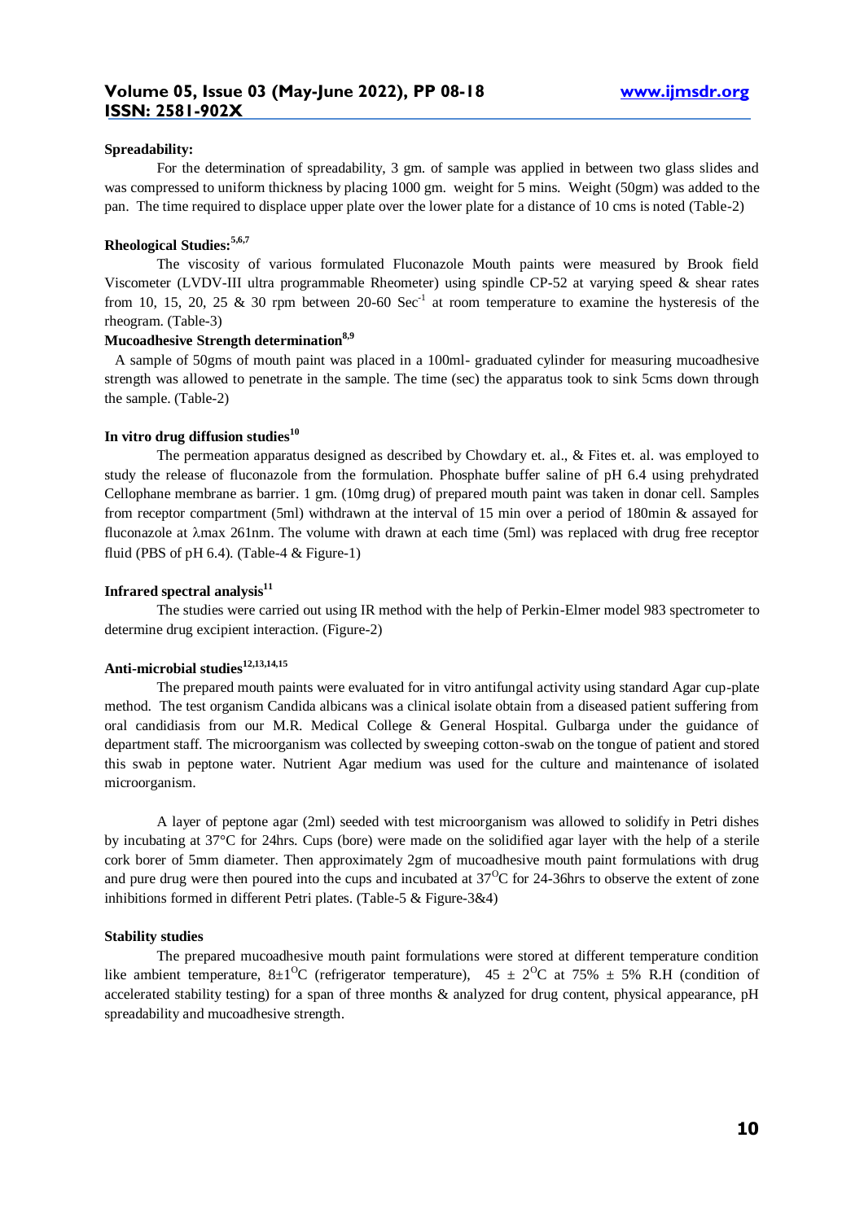**Spreadability:**

For the determination of spreadability, 3 gm. of sample was applied in between two glass slides and was compressed to uniform thickness by placing 1000 gm. weight for 5 mins. Weight (50gm) was added to the pan. The time required to displace upper plate over the lower plate for a distance of 10 cms is noted (Table-2)

**Rheological Studies:[5,6,7]**

The viscosity of various formulated Fluconazole Mouth paints were measured by Brook field Viscometer (LVDV-III ultra programmable Rheometer) using spindle CP-52 at varying speed & shear rates from 10, 15, 20, 25 & 30 rpm between 20-60 $Sec^{-1}$ at room temperature to examine the hysteresis of the rheogram. (Table-3)

**Mucoadhesive Strength determination[8,9]**

A sample of 50gms of mouth paint was placed in a 100ml- graduated cylinder for measuring mucoadhesive strength was allowed to penetrate in the sample. The time (sec) the apparatus took to sink 5cms down through the sample. (Table-2)

**In vitro drug diffusion studies[10]**

The permeation apparatus designed as described by Chowdary et. al., & Fites et. al. was employed to study the release of fluconazole from the formulation. Phosphate buffer saline of pH 6.4 using prehydrated Cellophane membrane as barrier. 1 gm. (10mg drug) of prepared mouth paint was taken in donar cell. Samples from receptor compartment (5ml) withdrawn at the interval of 15 min over a period of 180min & assayed for fluconazole at λmax 261nm. The volume with drawn at each time (5ml) was replaced with drug free receptor fluid (PBS of pH 6.4). (Table-4 & Figure-1)

**Infrared spectral analysis[11]**

The studies were carried out using IR method with the help of Perkin-Elmer model 983 spectrometer to determine drug excipient interaction. (Figure-2)

**Anti-microbial studies[12,13,14,15]**

The prepared mouth paints were evaluated for in vitro antifungal activity using standard Agar cup-plate method. The test organism Candida albicans was a clinical isolate obtain from a diseased patient suffering from oral candidiasis from our M.R. Medical College & General Hospital. Gulbarga under the guidance of department staff. The microorganism was collected by sweeping cotton-swab on the tongue of patient and stored this swab in peptone water. Nutrient Agar medium was used for the culture and maintenance of isolated microorganism.

A layer of peptone agar (2ml) seeded with test microorganism was allowed to solidify in Petri dishes by incubating at 37°C for 24hrs. Cups (bore) were made on the solidified agar layer with the help of a sterile cork borer of 5mm diameter. Then approximately 2gm of mucoadhesive mouth paint formulations with drug and pure drug were then poured into the cups and incubated at $37^{O}C$ for 24-36hrs to observe the extent of zone inhibitions formed in different Petri plates. (Table-5 & Figure-3&4)

**Stability studies**

The prepared mucoadhesive mouth paint formulations were stored at different temperature condition like ambient temperature, $8\pm1^{O}C$ (refrigerator temperature), $45 \pm 2^{O}C$ at 75% ± 5% R.H (condition of accelerated stability testing) for a span of three months & analyzed for drug content, physical appearance, pH spreadability and mucoadhesive strength.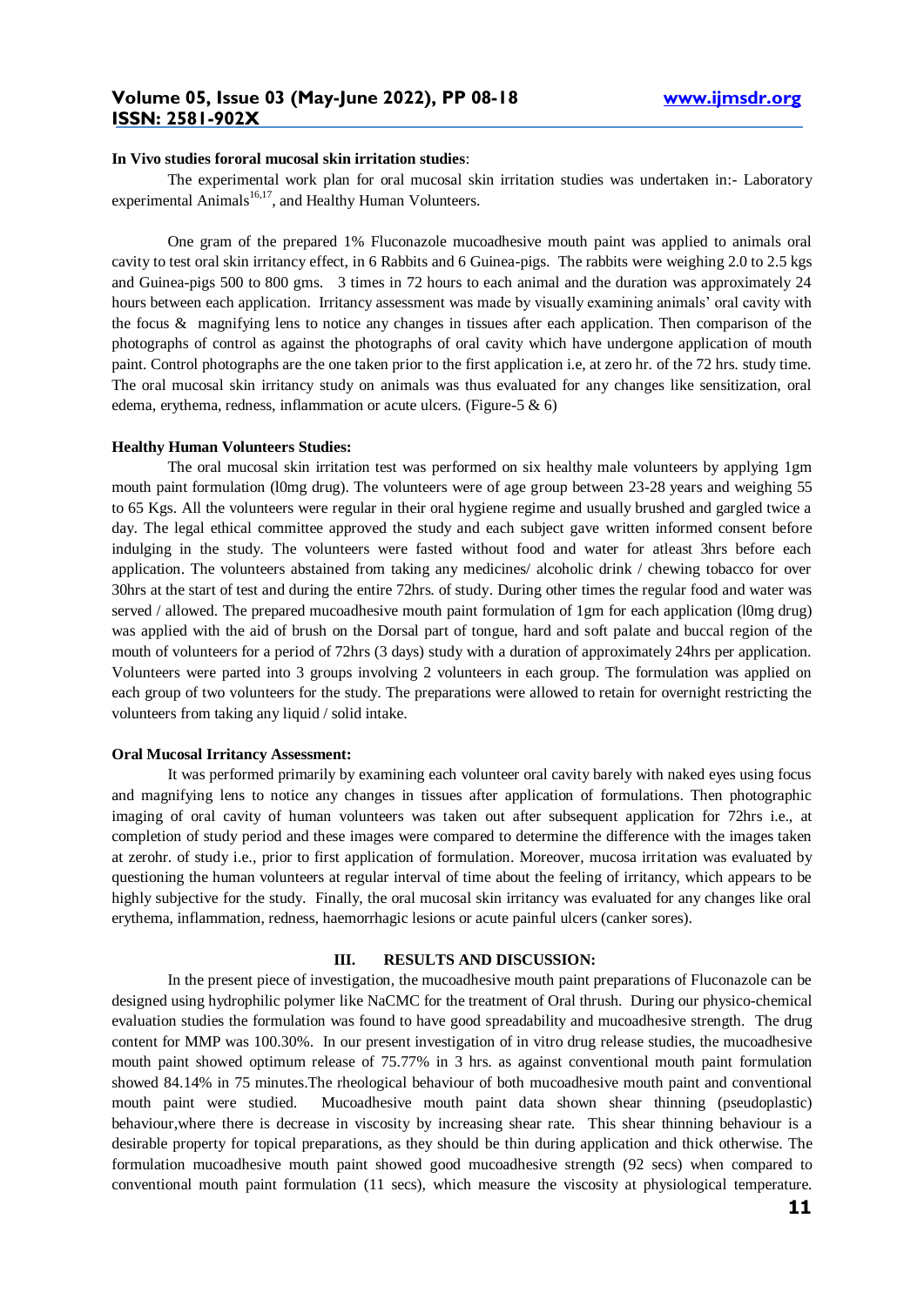**In Vivo studies fororal mucosal skin irritation studies**:

The experimental work plan for oral mucosal skin irritation studies was undertaken in:- Laboratory experimental Animals[16,17], and Healthy Human Volunteers.

One gram of the prepared 1% Fluconazole mucoadhesive mouth paint was applied to animals oral cavity to test oral skin irritancy effect, in 6 Rabbits and 6 Guinea-pigs. The rabbits were weighing 2.0 to 2.5 kgs and Guinea-pigs 500 to 800 gms. 3 times in 72 hours to each animal and the duration was approximately 24 hours between each application. Irritancy assessment was made by visually examining animals' oral cavity with the focus & magnifying lens to notice any changes in tissues after each application. Then comparison of the photographs of control as against the photographs of oral cavity which have undergone application of mouth paint. Control photographs are the one taken prior to the first application i.e, at zero hr. of the 72 hrs. study time. The oral mucosal skin irritancy study on animals was thus evaluated for any changes like sensitization, oral edema, erythema, redness, inflammation or acute ulcers. (Figure-5 & 6)

**Healthy Human Volunteers Studies:**

The oral mucosal skin irritation test was performed on six healthy male volunteers by applying 1gm mouth paint formulation (l0mg drug). The volunteers were of age group between 23-28 years and weighing 55 to 65 Kgs. All the volunteers were regular in their oral hygiene regime and usually brushed and gargled twice a day. The legal ethical committee approved the study and each subject gave written informed consent before indulging in the study. The volunteers were fasted without food and water for atleast 3hrs before each application. The volunteers abstained from taking any medicines/ alcoholic drink / chewing tobacco for over 30hrs at the start of test and during the entire 72hrs. of study. During other times the regular food and water was served / allowed. The prepared mucoadhesive mouth paint formulation of 1gm for each application (l0mg drug) was applied with the aid of brush on the Dorsal part of tongue, hard and soft palate and buccal region of the mouth of volunteers for a period of 72hrs (3 days) study with a duration of approximately 24hrs per application. Volunteers were parted into 3 groups involving 2 volunteers in each group. The formulation was applied on each group of two volunteers for the study. The preparations were allowed to retain for overnight restricting the volunteers from taking any liquid / solid intake.

**Oral Mucosal Irritancy Assessment:**

It was performed primarily by examining each volunteer oral cavity barely with naked eyes using focus and magnifying lens to notice any changes in tissues after application of formulations. Then photographic imaging of oral cavity of human volunteers was taken out after subsequent application for 72hrs i.e., at completion of study period and these images were compared to determine the difference with the images taken at zerohr. of study i.e., prior to first application of formulation. Moreover, mucosa irritation was evaluated by questioning the human volunteers at regular interval of time about the feeling of irritancy, which appears to be highly subjective for the study. Finally, the oral mucosal skin irritancy was evaluated for any changes like oral erythema, inflammation, redness, haemorrhagic lesions or acute painful ulcers (canker sores).

## III. RESULTS AND DISCUSSION:

In the present piece of investigation, the mucoadhesive mouth paint preparations of Fluconazole can be designed using hydrophilic polymer like NaCMC for the treatment of Oral thrush. During our physico-chemical evaluation studies the formulation was found to have good spreadability and mucoadhesive strength. The drug content for MMP was 100.30%. In our present investigation of in vitro drug release studies, the mucoadhesive mouth paint showed optimum release of 75.77% in 3 hrs. as against conventional mouth paint formulation showed 84.14% in 75 minutes.The rheological behaviour of both mucoadhesive mouth paint and conventional mouth paint were studied. Mucoadhesive mouth paint data shown shear thinning (pseudoplastic) behaviour,where there is decrease in viscosity by increasing shear rate. This shear thinning behaviour is a desirable property for topical preparations, as they should be thin during application and thick otherwise. The formulation mucoadhesive mouth paint showed good mucoadhesive strength (92 secs) when compared to conventional mouth paint formulation (11 secs), which measure the viscosity at physiological temperature.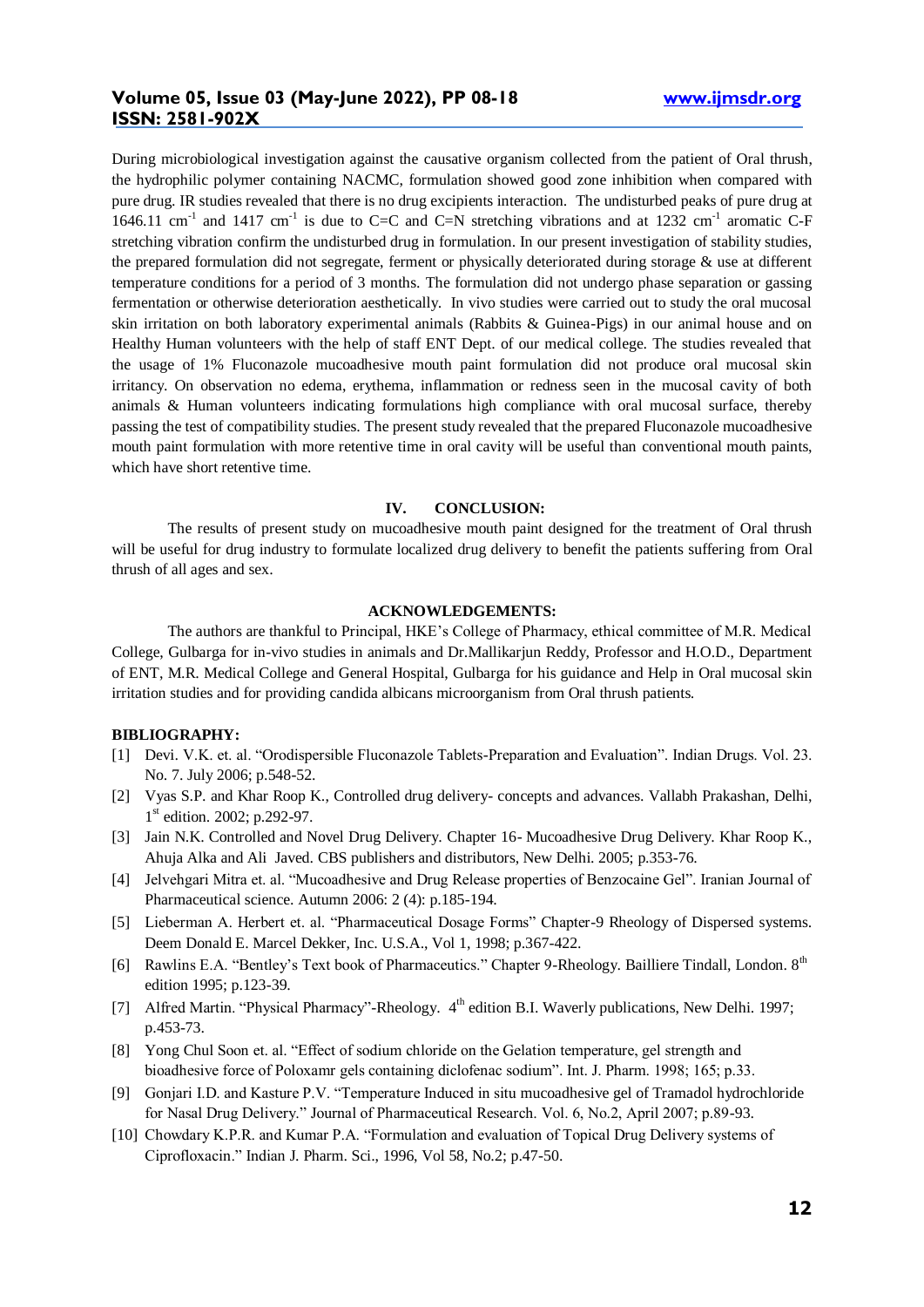During microbiological investigation against the causative organism collected from the patient of Oral thrush, the hydrophilic polymer containing NACMC, formulation showed good zone inhibition when compared with pure drug. IR studies revealed that there is no drug excipients interaction. The undisturbed peaks of pure drug at 1646.11 $cm^{-1}$ and 1417 $cm^{-1}$ is due to C=C and C=N stretching vibrations and at 1232 $cm^{-1}$ aromatic C-F stretching vibration confirm the undisturbed drug in formulation. In our present investigation of stability studies, the prepared formulation did not segregate, ferment or physically deteriorated during storage & use at different temperature conditions for a period of 3 months. The formulation did not undergo phase separation or gassing fermentation or otherwise deterioration aesthetically. In vivo studies were carried out to study the oral mucosal skin irritation on both laboratory experimental animals (Rabbits & Guinea-Pigs) in our animal house and on Healthy Human volunteers with the help of staff ENT Dept. of our medical college. The studies revealed that the usage of 1% Fluconazole mucoadhesive mouth paint formulation did not produce oral mucosal skin irritancy. On observation no edema, erythema, inflammation or redness seen in the mucosal cavity of both animals & Human volunteers indicating formulations high compliance with oral mucosal surface, thereby passing the test of compatibility studies. The present study revealed that the prepared Fluconazole mucoadhesive mouth paint formulation with more retentive time in oral cavity will be useful than conventional mouth paints, which have short retentive time.

## IV. CONCLUSION:

The results of present study on mucoadhesive mouth paint designed for the treatment of Oral thrush will be useful for drug industry to formulate localized drug delivery to benefit the patients suffering from Oral thrush of all ages and sex.

## ACKNOWLEDGEMENTS:

The authors are thankful to Principal, HKE's College of Pharmacy, ethical committee of M.R. Medical College, Gulbarga for in-vivo studies in animals and Dr.Mallikarjun Reddy, Professor and H.O.D., Department of ENT, M.R. Medical College and General Hospital, Gulbarga for his guidance and Help in Oral mucosal skin irritation studies and for providing candida albicans microorganism from Oral thrush patients.

## BIBLIOGRAPHY:

[1] Devi. V.K. et. al. "Orodispersible Fluconazole Tablets-Preparation and Evaluation". Indian Drugs. Vol. 23. No. 7. July 2006; p.548-52.

[2] Vyas S.P. and Khar Roop K., Controlled drug delivery- concepts and advances. Vallabh Prakashan, Delhi, 1st edition. 2002; p.292-97.

[3] Jain N.K. Controlled and Novel Drug Delivery. Chapter 16- Mucoadhesive Drug Delivery. Khar Roop K., Ahuja Alka and Ali Javed. CBS publishers and distributors, New Delhi. 2005; p.353-76.

[4] Jelvehgari Mitra et. al. "Mucoadhesive and Drug Release properties of Benzocaine Gel". Iranian Journal of Pharmaceutical science. Autumn 2006: 2 (4): p.185-194.

[5] Lieberman A. Herbert et. al. "Pharmaceutical Dosage Forms" Chapter-9 Rheology of Dispersed systems. Deem Donald E. Marcel Dekker, Inc. U.S.A., Vol 1, 1998; p.367-422.

[6] Rawlins E.A. "Bentley's Text book of Pharmaceutics." Chapter 9-Rheology. Bailliere Tindall, London. 8th edition 1995; p.123-39.

[7] Alfred Martin. "Physical Pharmacy"-Rheology. 4th edition B.I. Waverly publications, New Delhi. 1997; p.453-73.

[8] Yong Chul Soon et. al. "Effect of sodium chloride on the Gelation temperature, gel strength and bioadhesive force of Poloxamr gels containing diclofenac sodium". Int. J. Pharm. 1998; 165; p.33.

[9] Gonjari I.D. and Kasture P.V. "Temperature Induced in situ mucoadhesive gel of Tramadol hydrochloride for Nasal Drug Delivery." Journal of Pharmaceutical Research. Vol. 6, No.2, April 2007; p.89-93.

[10] Chowdary K.P.R. and Kumar P.A. "Formulation and evaluation of Topical Drug Delivery systems of Ciprofloxacin." Indian J. Pharm. Sci., 1996, Vol 58, No.2; p.47-50.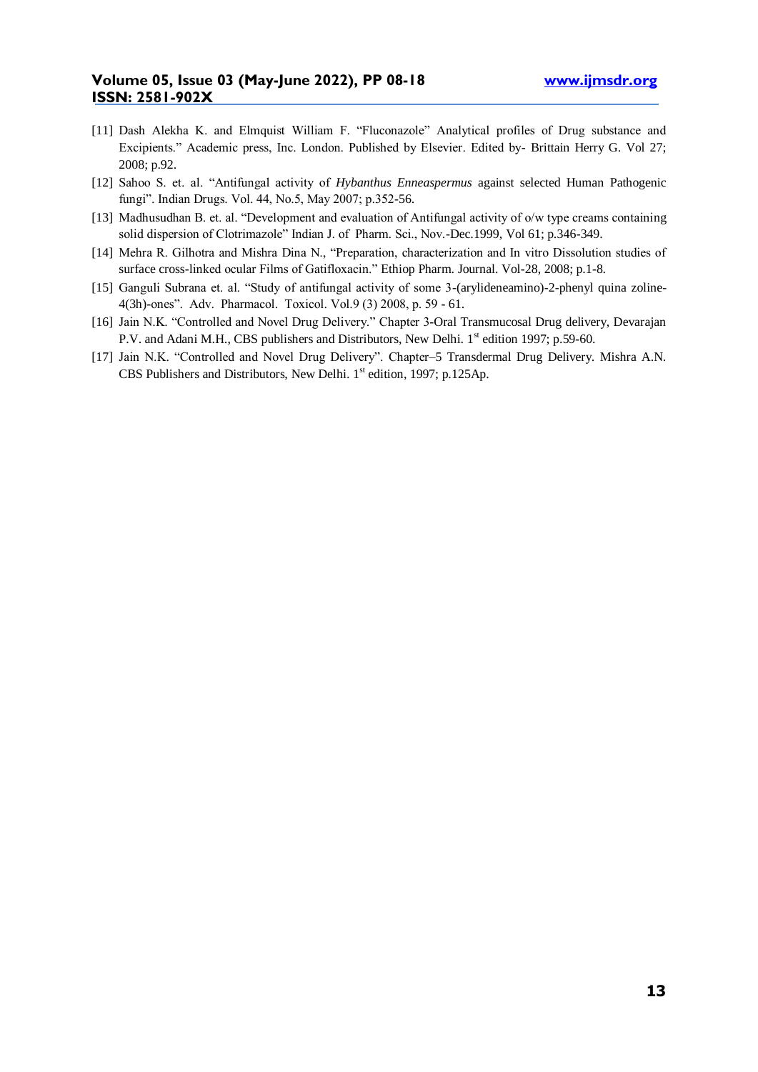[11] Dash Alekha K. and Elmquist William F. "Fluconazole" Analytical profiles of Drug substance and Excipients." Academic press, Inc. London. Published by Elsevier. Edited by- Brittain Herry G. Vol 27; 2008; p.92.

[12] Sahoo S. et. al. "Antifungal activity of *Hybanthus Enneaspermus* against selected Human Pathogenic fungi". Indian Drugs. Vol. 44, No.5, May 2007; p.352-56.

[13] Madhusudhan B. et. al. "Development and evaluation of Antifungal activity of o/w type creams containing solid dispersion of Clotrimazole" Indian J. of Pharm. Sci., Nov.-Dec.1999, Vol 61; p.346-349.

[14] Mehra R. Gilhotra and Mishra Dina N., "Preparation, characterization and In vitro Dissolution studies of surface cross-linked ocular Films of Gatifloxacin." Ethiop Pharm. Journal. Vol-28, 2008; p.1-8.

[15] Ganguli Subrana et. al. "Study of antifungal activity of some 3-(arylideneamino)-2-phenyl quina zoline-4(3h)-ones". Adv. Pharmacol. Toxicol. Vol.9 (3) 2008, p. 59 - 61.

[16] Jain N.K. "Controlled and Novel Drug Delivery." Chapter 3-Oral Transmucosal Drug delivery, Devarajan P.V. and Adani M.H., CBS publishers and Distributors, New Delhi. 1st edition 1997; p.59-60.

[17] Jain N.K. "Controlled and Novel Drug Delivery". Chapter–5 Transdermal Drug Delivery. Mishra A.N. CBS Publishers and Distributors, New Delhi. 1st edition, 1997; p.125Ap.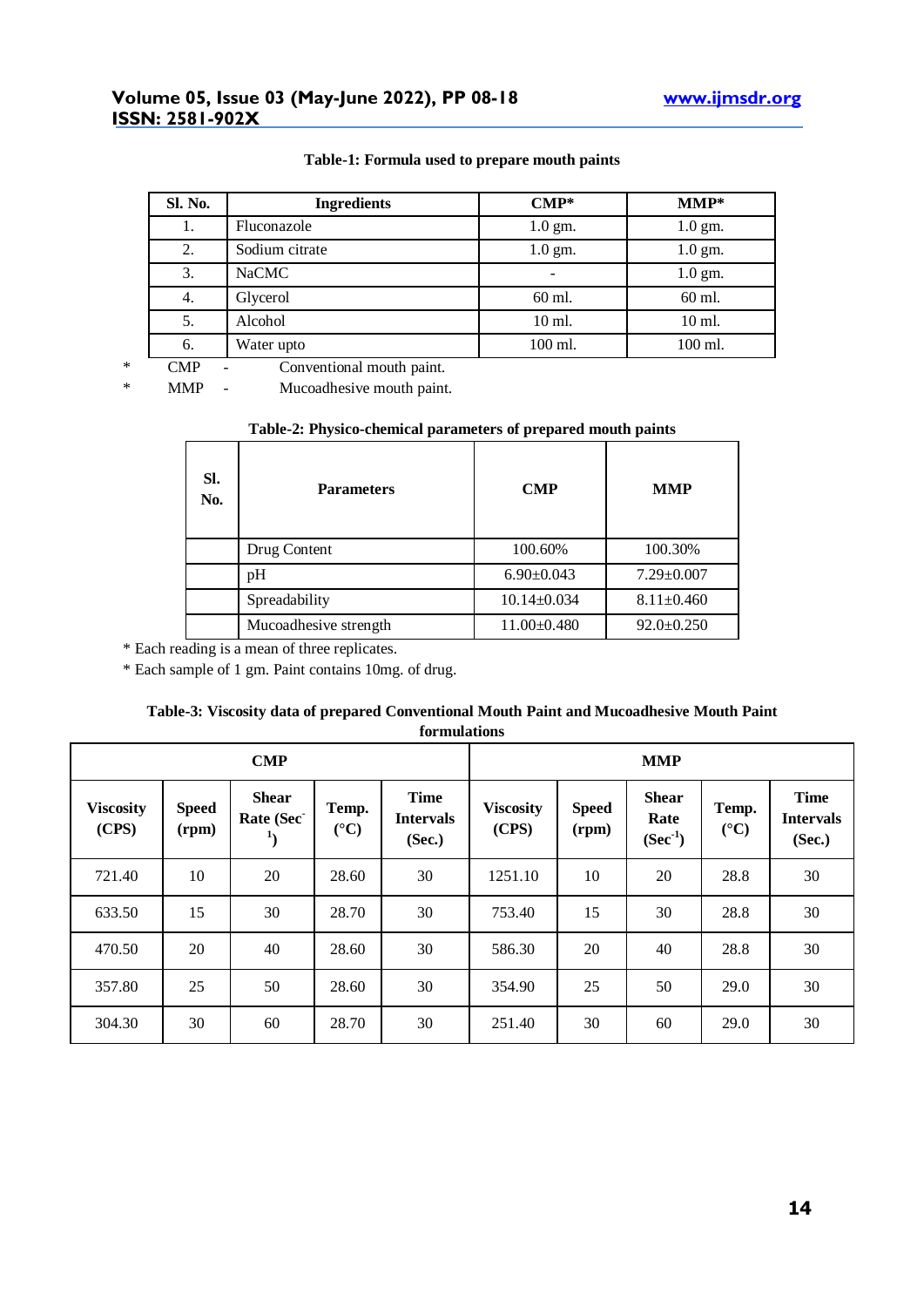**Table-1: Formula used to prepare mouth paints**

| Sl. No. | Ingredients | CMP* | MMP* |
|---|---|---|---|
| 1. | Fluconazole | 1.0 gm. | 1.0 gm. |
| 2. | Sodium citrate | 1.0 gm. | 1.0 gm. |
| 3. | NaCMC | - | 1.0 gm. |
| 4. | Glycerol | 60 ml. | 60 ml. |
| 5. | Alcohol | 10 ml. | 10 ml. |
| 6. | Water upto | 100 ml. | 100 ml. |

\* CMP - Conventional mouth paint.

\* MMP - Mucoadhesive mouth paint.

**Table-2: Physico-chemical parameters of prepared mouth paints**

| Sl. No. | Parameters | CMP | MMP |
|---|---|---|---|
| | Drug Content | 100.60% | 100.30% |
| | pH | 6.90±0.043 | 7.29±0.007 |
| | Spreadability | 10.14±0.034 | 8.11±0.460 |
| | Mucoadhesive strength | 11.00±0.480 | 92.0±0.250 |

\* Each reading is a mean of three replicates.

\* Each sample of 1 gm. Paint contains 10mg. of drug.

**Table-3: Viscosity data of prepared Conventional Mouth Paint and Mucoadhesive Mouth Paint formulations**

| CMP | | | | | MMP | | | | |
|---|---|---|---|---|---|---|---|---|---|
| Viscosity (CPS) | Speed (rpm) | Shear Rate ($Sec^{-1}$) | Temp. (°C) | Time Intervals (Sec.) | Viscosity (CPS) | Speed (rpm) | Shear Rate ($Sec^{-1}$) | Temp. (°C) | Time Intervals (Sec.) |
| 721.40 | 10 | 20 | 28.60 | 30 | 1251.10 | 10 | 20 | 28.8 | 30 |
| 633.50 | 15 | 30 | 28.70 | 30 | 753.40 | 15 | 30 | 28.8 | 30 |
| 470.50 | 20 | 40 | 28.60 | 30 | 586.30 | 20 | 40 | 28.8 | 30 |
| 357.80 | 25 | 50 | 28.60 | 30 | 354.90 | 25 | 50 | 29.0 | 30 |
| 304.30 | 30 | 60 | 28.70 | 30 | 251.40 | 30 | 60 | 29.0 | 30 |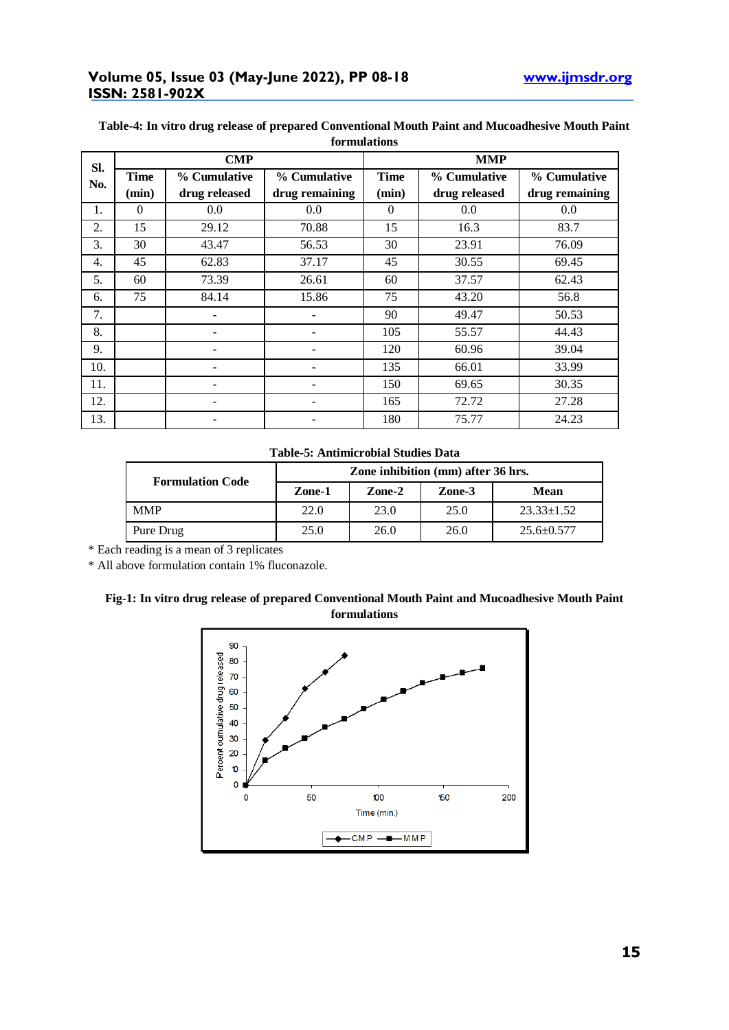**Table-4: In vitro drug release of prepared Conventional Mouth Paint and Mucoadhesive Mouth Paint formulations**

| Sl. No. | CMP | | | MMP | | |
|---|---|---|---|---|---|---|
| | Time (min) | % Cumulative drug released | % Cumulative drug remaining | Time (min) | % Cumulative drug released | % Cumulative drug remaining |
| 1. | 0 | 0.0 | 0.0 | 0 | 0.0 | 0.0 |
| 2. | 15 | 29.12 | 70.88 | 15 | 16.3 | 83.7 |
| 3. | 30 | 43.47 | 56.53 | 30 | 23.91 | 76.09 |
| 4. | 45 | 62.83 | 37.17 | 45 | 30.55 | 69.45 |
| 5. | 60 | 73.39 | 26.61 | 60 | 37.57 | 62.43 |
| 6. | 75 | 84.14 | 15.86 | 75 | 43.20 | 56.8 |
| 7. | | - | - | 90 | 49.47 | 50.53 |
| 8. | | - | - | 105 | 55.57 | 44.43 |
| 9. | | - | - | 120 | 60.96 | 39.04 |
| 10. | | - | - | 135 | 66.01 | 33.99 |
| 11. | | - | - | 150 | 69.65 | 30.35 |
| 12. | | - | - | 165 | 72.72 | 27.28 |
| 13. | | - | - | 180 | 75.77 | 24.23 |

**Table-5: Antimicrobial Studies Data**

| Formulation Code | Zone inhibition (mm) after 36 hrs. | | | |
|---|---|---|---|---|
| | Zone-1 | Zone-2 | Zone-3 | Mean |
| MMP | 22.0 | 23.0 | 25.0 | 23.33±1.52 |
| Pure Drug | 25.0 | 26.0 | 26.0 | 25.6±0.577 |

* Each reading is a mean of 3 replicates

* All above formulation contain 1% fluconazole.

**Fig-1: In vitro drug release of prepared Conventional Mouth Paint and Mucoadhesive Mouth Paint formulations**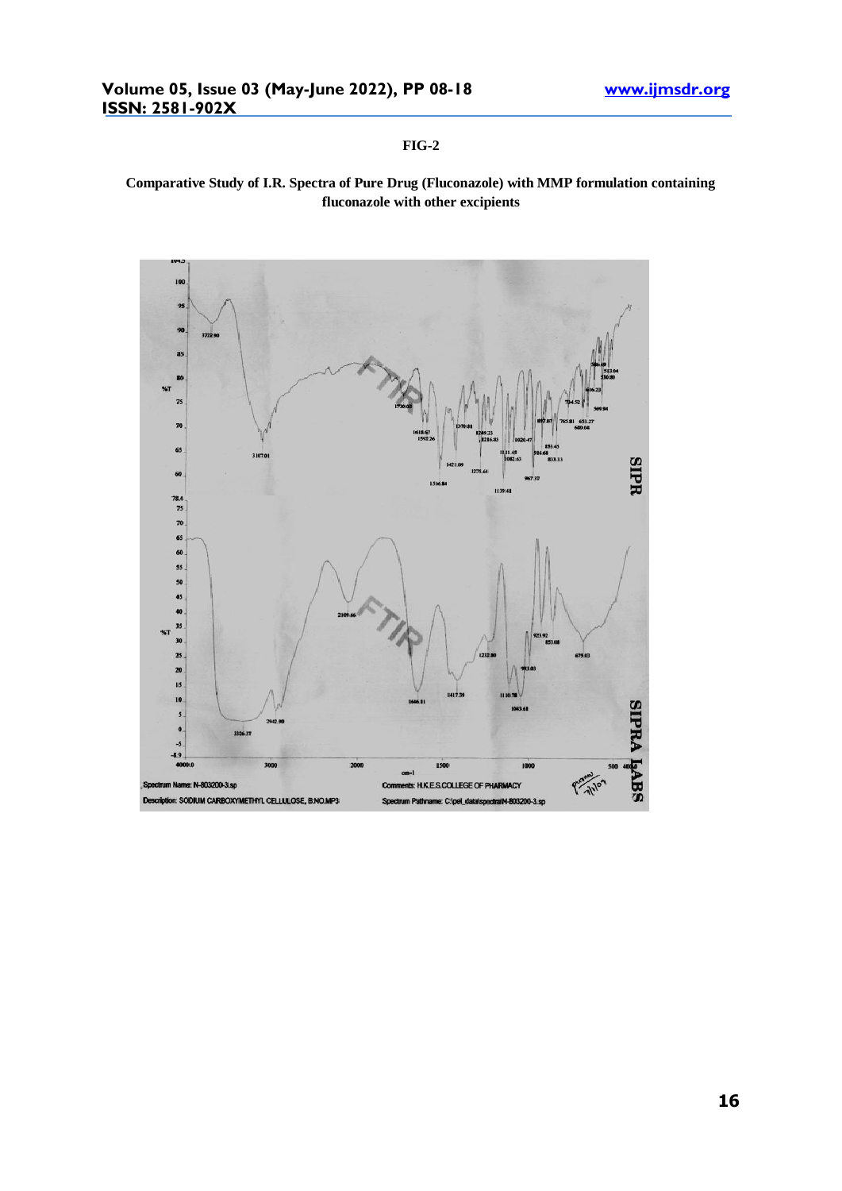**FIG-2**

**Comparative Study of I.R. Spectra of Pure Drug (Fluconazole) with MMP formulation containing fluconazole with other excipients**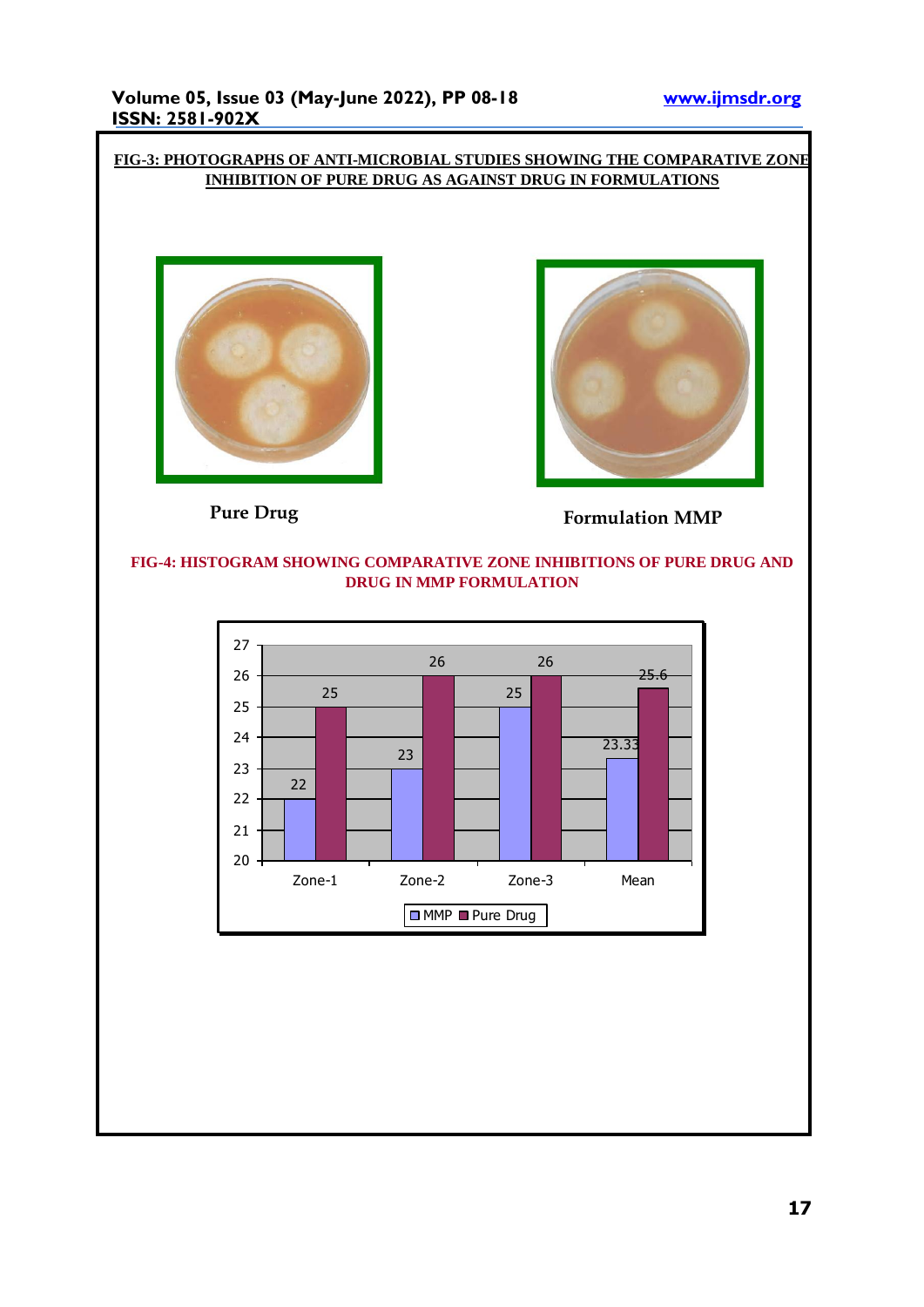**FIG-3: PHOTOGRAPHS OF ANTI-MICROBIAL STUDIES SHOWING THE COMPARATIVE ZONE INHIBITION OF PURE DRUG AS AGAINST DRUG IN FORMULATIONS**

**Pure Drug**

**Formulation MMP**

**FIG-4: HISTOGRAM SHOWING COMPARATIVE ZONE INHIBITIONS OF PURE DRUG AND DRUG IN MMP FORMULATION**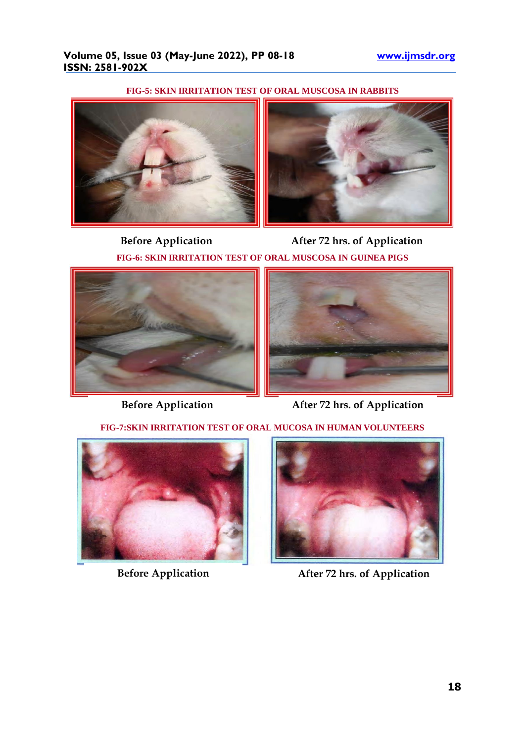FIG-5: SKIN IRRITATION TEST OF ORAL MUSCOSA IN RABBITS

Before Application

After 72 hrs. of Application

FIG-6: SKIN IRRITATION TEST OF ORAL MUSCOSA IN GUINEA PIGS

Before Application

After 72 hrs. of Application

FIG-7:SKIN IRRITATION TEST OF ORAL MUCOSA IN HUMAN VOLUNTEERS

Before Application

After 72 hrs. of Application